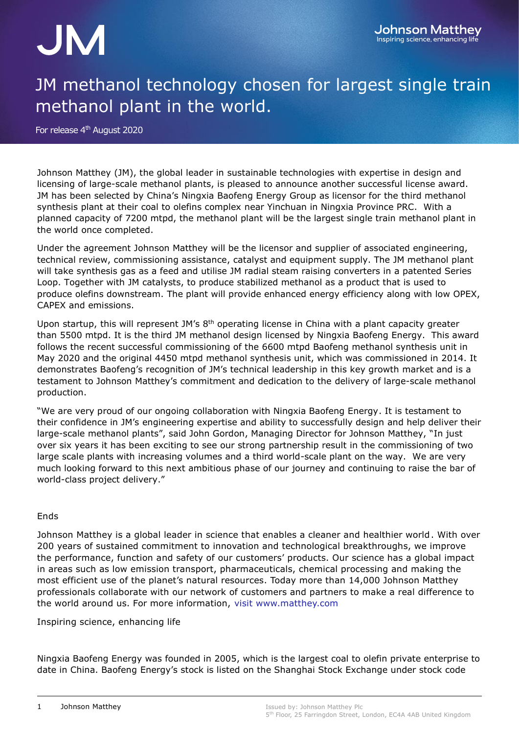# JM methanol technology chosen for largest single train methanol plant in the world.

For release 4th August 2020

Johnson Matthey (JM), the global leader in sustainable technologies with expertise in design and licensing of large-scale methanol plants, is pleased to announce another successful license award. JM has been selected by China's Ningxia Baofeng Energy Group as licensor for the third methanol synthesis plant at their coal to olefins complex near Yinchuan in Ningxia Province PRC. With a planned capacity of 7200 mtpd, the methanol plant will be the largest single train methanol plant in the world once completed.

Under the agreement Johnson Matthey will be the licensor and supplier of associated engineering, technical review, commissioning assistance, catalyst and equipment supply. The JM methanol plant will take synthesis gas as a feed and utilise JM radial steam raising converters in a patented Series Loop. Together with JM catalysts, to produce stabilized methanol as a product that is used to produce olefins downstream. The plant will provide enhanced energy efficiency along with low OPEX, CAPEX and emissions.

Upon startup, this will represent JM's 8th operating license in China with a plant capacity greater than 5500 mtpd. It is the third JM methanol design licensed by Ningxia Baofeng Energy. This award follows the recent successful commissioning of the 6600 mtpd Baofeng methanol synthesis unit in May 2020 and the original 4450 mtpd methanol synthesis unit, which was commissioned in 2014. It demonstrates Baofeng's recognition of JM's technical leadership in this key growth market and is a testament to Johnson Matthey's commitment and dedication to the delivery of large-scale methanol production.

"We are very proud of our ongoing collaboration with Ningxia Baofeng Energy. It is testament to their confidence in JM's engineering expertise and ability to successfully design and help deliver their large-scale methanol plants", said John Gordon, Managing Director for Johnson Matthey, "In just over six years it has been exciting to see our strong partnership result in the commissioning of two large scale plants with increasing volumes and a third world-scale plant on the way. We are very much looking forward to this next ambitious phase of our journey and continuing to raise the bar of world-class project delivery."

Ends

Johnson Matthey is a global leader in science that enables a cleaner and healthier world. With over 200 years of sustained commitment to innovation and technological breakthroughs, we improve the performance, function and safety of our customers' products. Our science has a global impact in areas such as low emission transport, pharmaceuticals, chemical processing and making the most efficient use of the planet's natural resources. Today more than 14,000 Johnson Matthey professionals collaborate with our network of customers and partners to make a real difference to the world around us. For more information, visit www.matthey.com

Inspiring science, enhancing life

Ningxia Baofeng Energy was founded in 2005, which is the largest coal to olefin private enterprise to date in China. Baofeng Energy's stock is listed on the Shanghai Stock Exchange under stock code

Issued by: Johnson Matthey Plc
5th Floor, 25 Farringdon Street, London, EC4A 4AB United Kingdom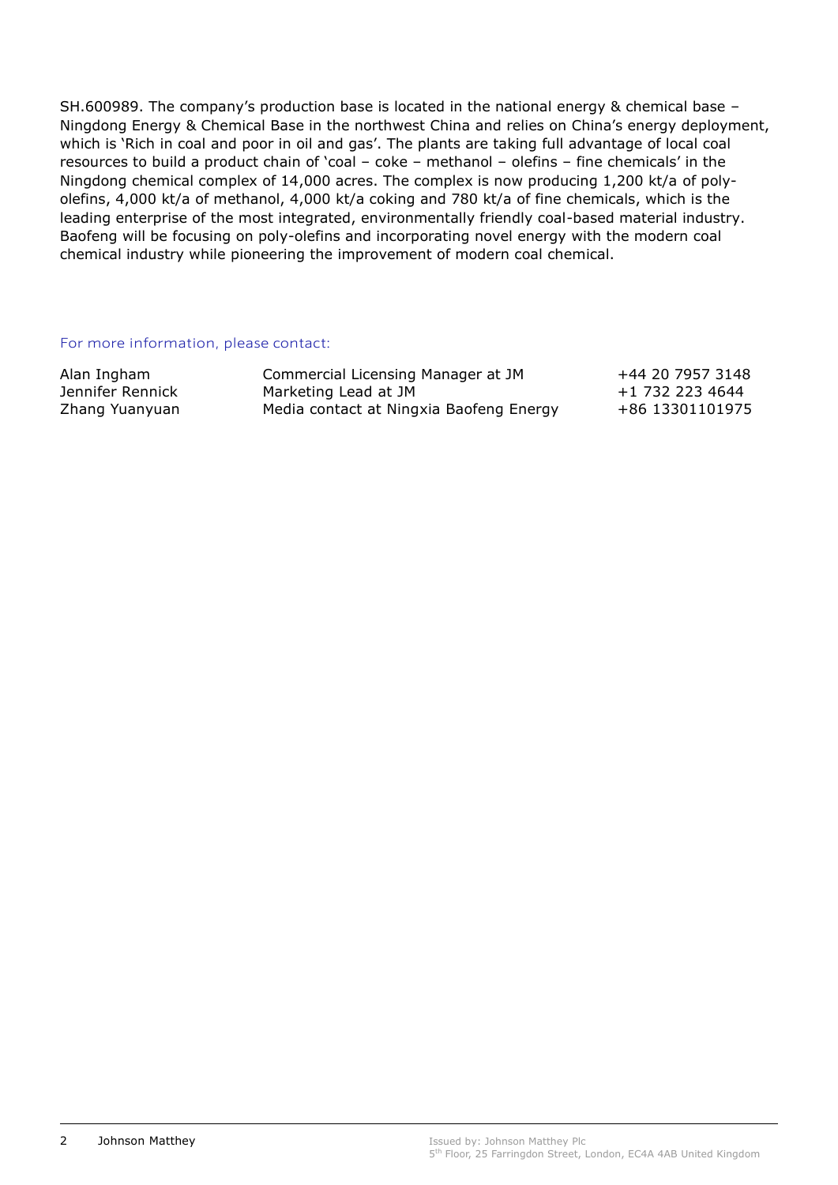SH.600989. The company's production base is located in the national energy & chemical base – Ningdong Energy & Chemical Base in the northwest China and relies on China's energy deployment, which is 'Rich in coal and poor in oil and gas'. The plants are taking full advantage of local coal resources to build a product chain of 'coal – coke – methanol – olefins – fine chemicals' in the Ningdong chemical complex of 14,000 acres. The complex is now producing 1,200 kt/a of poly-olefins, 4,000 kt/a of methanol, 4,000 kt/a coking and 780 kt/a of fine chemicals, which is the leading enterprise of the most integrated, environmentally friendly coal-based material industry. Baofeng will be focusing on poly-olefins and incorporating novel energy with the modern coal chemical industry while pioneering the improvement of modern coal chemical.

For more information, please contact:

| | | |
|---|---|---|
| Alan Ingham | Commercial Licensing Manager at JM | +44 20 7957 3148 |
| Jennifer Rennick | Marketing Lead at JM | +1 732 223 4644 |
| Zhang Yuanyuan | Media contact at Ningxia Baofeng Energy | +86 13301101975 |

Issued by: Johnson Matthey Plc
5th Floor, 25 Farringdon Street, London, EC4A 4AB United Kingdom